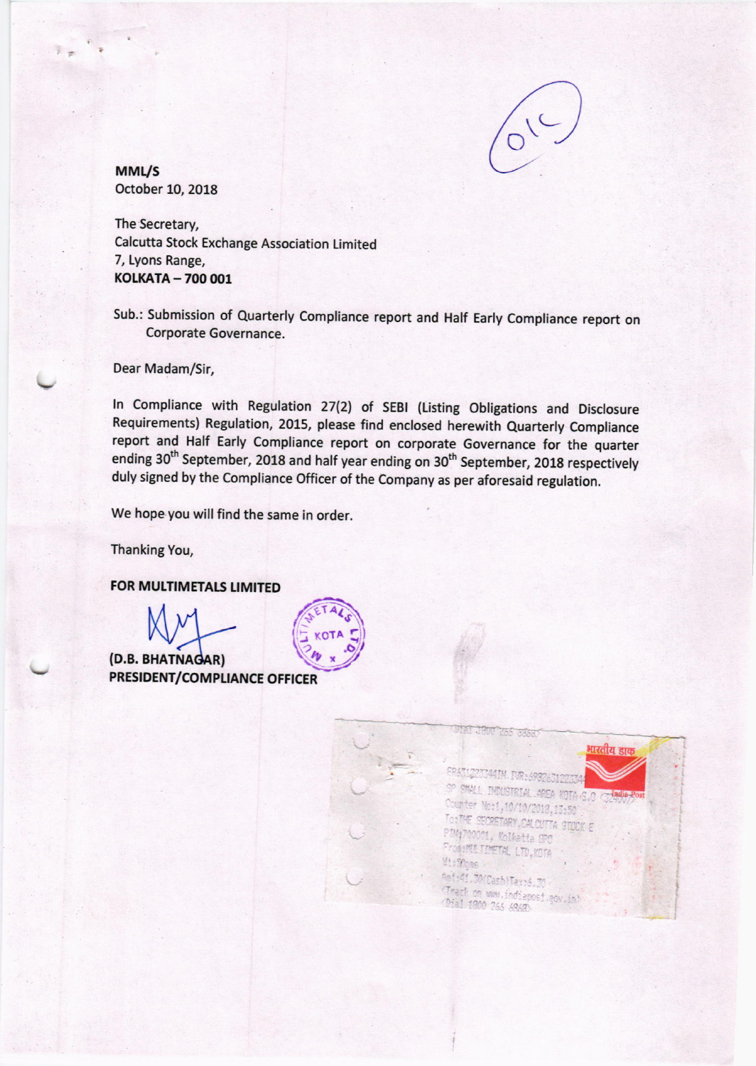**MML/S**
October 10, 2018

The Secretary,
Calcutta Stock Exchange Association Limited
7, Lyons Range,
**KOLKATA – 700 001**

Sub.: Submission of Quarterly Compliance report and Half Early Compliance report on Corporate Governance.

Dear Madam/Sir,

In Compliance with Regulation 27(2) of SEBI (Listing Obligations and Disclosure Requirements) Regulation, 2015, please find enclosed herewith Quarterly Compliance report and Half Early Compliance report on corporate Governance for the quarter ending 30th September, 2018 and half year ending on 30th September, 2018 respectively duly signed by the Compliance Officer of the Company as per aforesaid regulation.

We hope you will find the same in order.

Thanking You,

**FOR MULTIMETALS LIMITED**

**(D.B. BHATNAGAR)**
**PRESIDENT/COMPLIANCE OFFICER**

भारतीय डाक
India Post
SP SMALL INDUSTRIAL AREA KOTA S.O
Counter No:1,10/10/2018,13:50
To:THE SECRETARY,CALCUTTA STOCK E
PIN:700001, Kolkatta GPO
From:MULTIMETAL LTD,KOTA
Track on www.indiapost.gov.in
Dial 1800 266 6868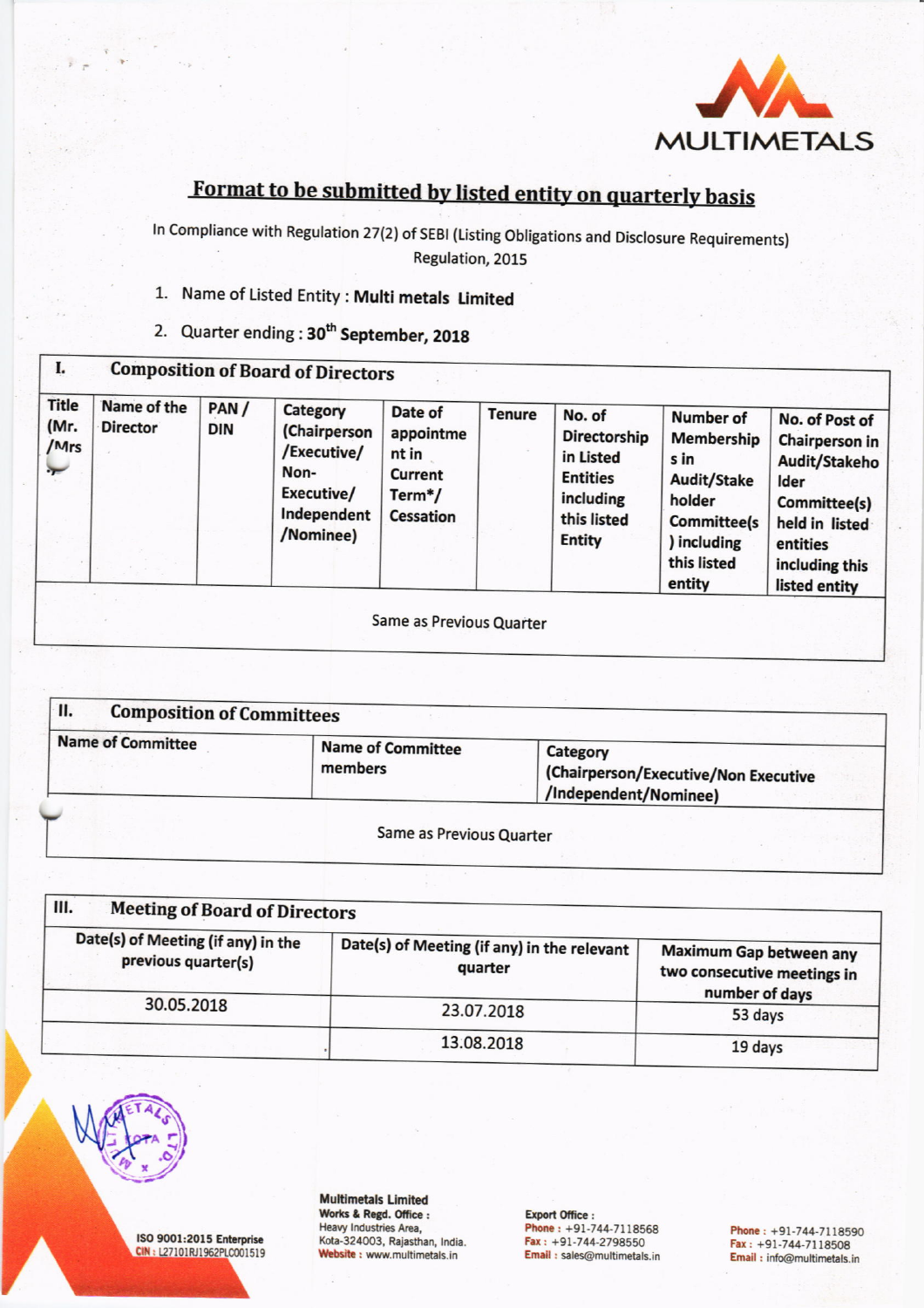MULTIMETALS

## Format to be submitted by listed entity on quarterly basis

In Compliance with Regulation 27(2) of SEBI (Listing Obligations and Disclosure Requirements) Regulation, 2015

1. Name of Listed Entity : **Multi metals Limited**
2. Quarter ending : **30th September, 2018**

### I. Composition of Board of Directors

| Title (Mr. /Mrs | Name of the Director | PAN / DIN | Category (Chairperson /Executive/ Non-Executive/ Independent /Nominee) | Date of appointment in Current Term*/ Cessation | Tenure | No. of Directorship in Listed Entities including this listed Entity | Number of Memberships in Audit/Stakeholder Committee(s) including this listed entity | No. of Post of Chairperson in Audit/Stakeholder Committee(s) held in listed entities including this listed entity |
|---|---|---|---|---|---|---|---|---|
| Same as Previous Quarter | | | | | | | | |

### II. Composition of Committees

| Name of Committee | Name of Committee members | Category (Chairperson/Executive/Non Executive /Independent/Nominee) |
|---|---|---|
| Same as Previous Quarter | | |

### III. Meeting of Board of Directors

| Date(s) of Meeting (if any) in the previous quarter(s) | Date(s) of Meeting (if any) in the relevant quarter | Maximum Gap between any two consecutive meetings in number of days |
|---|---|---|
| 30.05.2018 | 23.07.2018 | 53 days |
| | 13.08.2018 | 19 days |

**Multimetals Limited**
**Works & Regd. Office :** Heavy Industries Area, Kota-324003, Rajasthan, India.
**Website :** www.multimetals.in

**Export Office :**
**Phone :** +91-744-7118568
**Fax :** +91-744-2798550
**Email :** sales@multimetals.in

**Phone :** +91-744-7118590
**Fax :** +91-744-7118508
**Email :** info@multimetals.in

ISO 9001:2015 Enterprise
CIN : L27101RJ1962PLC001519